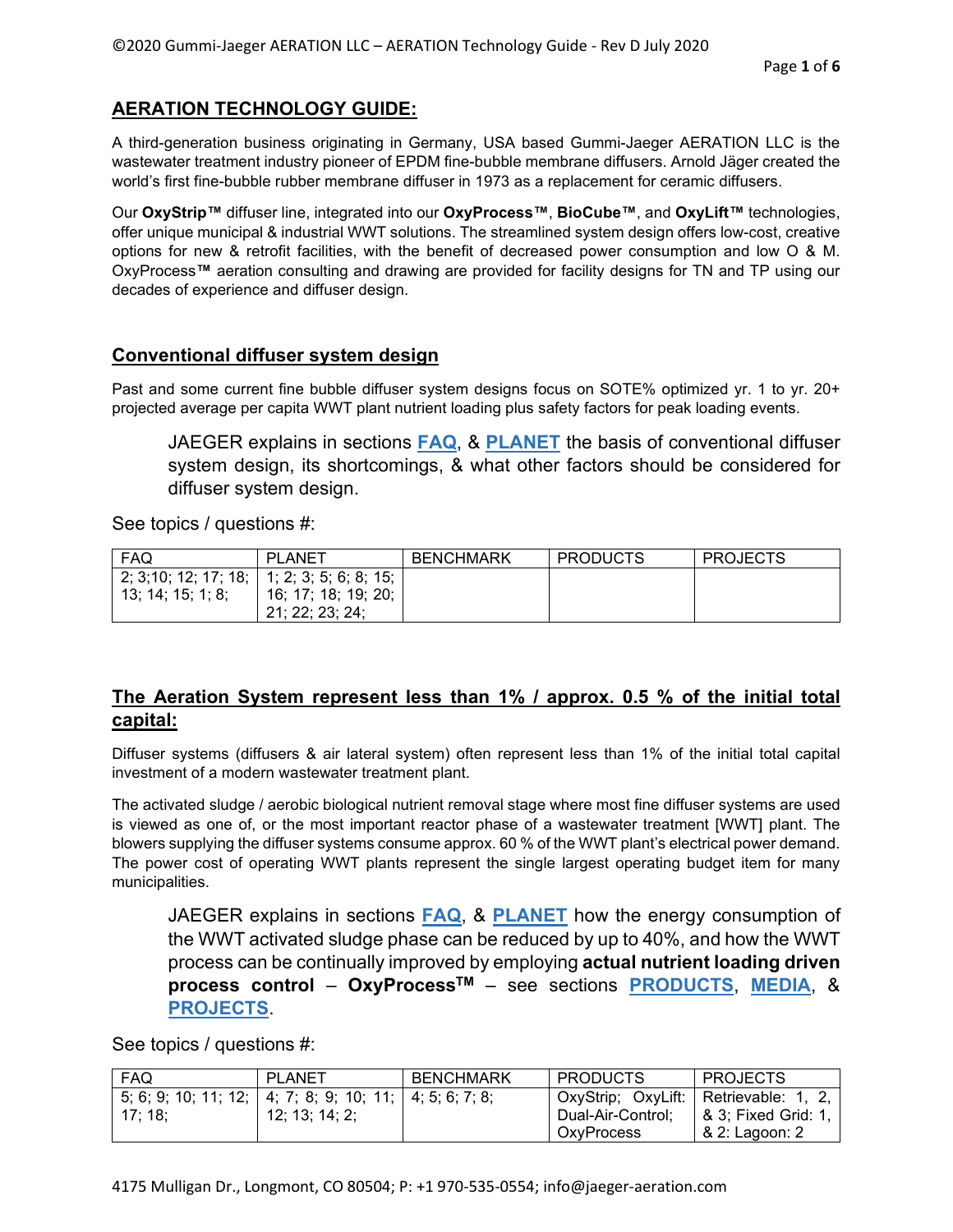# AERATION TECHNOLOGY GUIDE:

A third-generation business originating in Germany, USA based Gummi-Jaeger AERATION LLC is the wastewater treatment industry pioneer of EPDM fine-bubble membrane diffusers. Arnold Jäger created the world's first fine-bubble rubber membrane diffuser in 1973 as a replacement for ceramic diffusers.

Our **OxyStrip™** diffuser line, integrated into our **OxyProcess™**, **BioCube™**, and **OxyLift™** technologies, offer unique municipal & industrial WWT solutions. The streamlined system design offers low-cost, creative options for new & retrofit facilities, with the benefit of decreased power consumption and low O & M. OxyProcess™ aeration consulting and drawing are provided for facility designs for TN and TP using our decades of experience and diffuser design.

## Conventional diffuser system design

Past and some current fine bubble diffuser system designs focus on SOTE% optimized yr. 1 to yr. 20+ projected average per capita WWT plant nutrient loading plus safety factors for peak loading events.

> JAEGER explains in sections **FAQ**, & **PLANET** the basis of conventional diffuser system design, its shortcomings, & what other factors should be considered for diffuser system design.

See topics / questions #:

| FAQ | PLANET | BENCHMARK | PRODUCTS | PROJECTS |
|---|---|---|---|---|
| 2; 3;10; 12; 17; 18; 13; 14; 15; 1; 8; | 1; 2; 3; 5; 6; 8; 15; 16; 17; 18; 19; 20; 21; 22; 23; 24; | | | |

## The Aeration System represent less than 1% / approx. 0.5 % of the initial total capital:

Diffuser systems (diffusers & air lateral system) often represent less than 1% of the initial total capital investment of a modern wastewater treatment plant.

The activated sludge / aerobic biological nutrient removal stage where most fine diffuser systems are used is viewed as one of, or the most important reactor phase of a wastewater treatment [WWT] plant. The blowers supplying the diffuser systems consume approx. 60 % of the WWT plant's electrical power demand. The power cost of operating WWT plants represent the single largest operating budget item for many municipalities.

> JAEGER explains in sections **FAQ**, & **PLANET** how the energy consumption of the WWT activated sludge phase can be reduced by up to 40%, and how the WWT process can be continually improved by employing **actual nutrient loading driven process control** – **OxyProcess™** – see sections **PRODUCTS**, **MEDIA**, & **PROJECTS**.

See topics / questions #:

| FAQ | PLANET | BENCHMARK | PRODUCTS | PROJECTS |
|---|---|---|---|---|
| 5; 6; 9; 10; 11; 12; 17; 18; | 4; 7; 8; 9; 10; 11; 12; 13; 14; 2; | 4; 5; 6; 7; 8; | OxyStrip; OxyLift: Dual-Air-Control; OxyProcess | Retrievable: 1, 2, & 3; Fixed Grid: 1, & 2: Lagoon: 2 |

4175 Mulligan Dr., Longmont, CO 80504; P: +1 970-535-0554; info@jaeger-aeration.com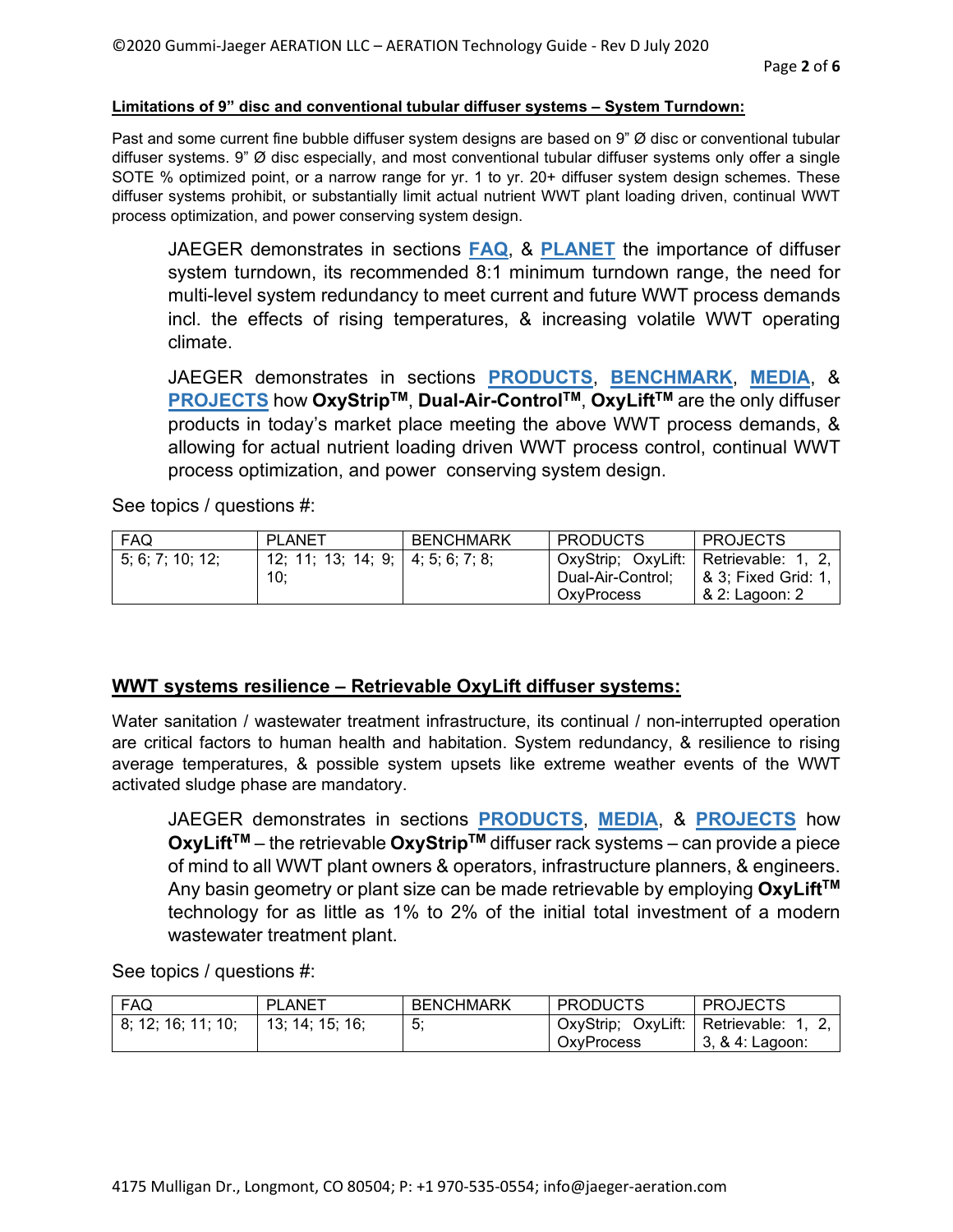**Limitations of 9" disc and conventional tubular diffuser systems – System Turndown:**

Past and some current fine bubble diffuser system designs are based on 9" Ø disc or conventional tubular diffuser systems. 9" Ø disc especially, and most conventional tubular diffuser systems only offer a single SOTE % optimized point, or a narrow range for yr. 1 to yr. 20+ diffuser system design schemes. These diffuser systems prohibit, or substantially limit actual nutrient WWT plant loading driven, continual WWT process optimization, and power conserving system design.

> JAEGER demonstrates in sections **FAQ**, & **PLANET** the importance of diffuser system turndown, its recommended 8:1 minimum turndown range, the need for multi-level system redundancy to meet current and future WWT process demands incl. the effects of rising temperatures, & increasing volatile WWT operating climate.
>
> JAEGER demonstrates in sections **PRODUCTS**, **BENCHMARK**, **MEDIA**, & **PROJECTS** how **OxyStrip$^{TM}$**, **Dual-Air-Control$^{TM}$**, **OxyLift$^{TM}$** are the only diffuser products in today's market place meeting the above WWT process demands, & allowing for actual nutrient loading driven WWT process control, continual WWT process optimization, and power conserving system design.

See topics / questions #:

| FAQ | PLANET | BENCHMARK | PRODUCTS | PROJECTS |
|---|---|---|---|---|
| 5; 6; 7; 10; 12; | 12; 11; 13; 14; 9; 10; | 4; 5; 6; 7; 8; | OxyStrip; OxyLift: Dual-Air-Control; OxyProcess | Retrievable: 1, 2, & 3; Fixed Grid: 1, & 2: Lagoon: 2 |

## WWT systems resilience – Retrievable OxyLift diffuser systems:

Water sanitation / wastewater treatment infrastructure, its continual / non-interrupted operation are critical factors to human health and habitation. System redundancy, & resilience to rising average temperatures, & possible system upsets like extreme weather events of the WWT activated sludge phase are mandatory.

> JAEGER demonstrates in sections **PRODUCTS**, **MEDIA**, & **PROJECTS** how **OxyLift$^{TM}$** – the retrievable **OxyStrip$^{TM}$** diffuser rack systems – can provide a piece of mind to all WWT plant owners & operators, infrastructure planners, & engineers. Any basin geometry or plant size can be made retrievable by employing **OxyLift$^{TM}$** technology for as little as 1% to 2% of the initial total investment of a modern wastewater treatment plant.

See topics / questions #:

| FAQ | PLANET | BENCHMARK | PRODUCTS | PROJECTS |
|---|---|---|---|---|
| 8; 12; 16; 11; 10; | 13; 14; 15; 16; | 5; | OxyStrip; OxyLift: OxyProcess | Retrievable: 1, 2, 3, & 4: Lagoon: |

4175 Mulligan Dr., Longmont, CO 80504; P: +1 970-535-0554; info@jaeger-aeration.com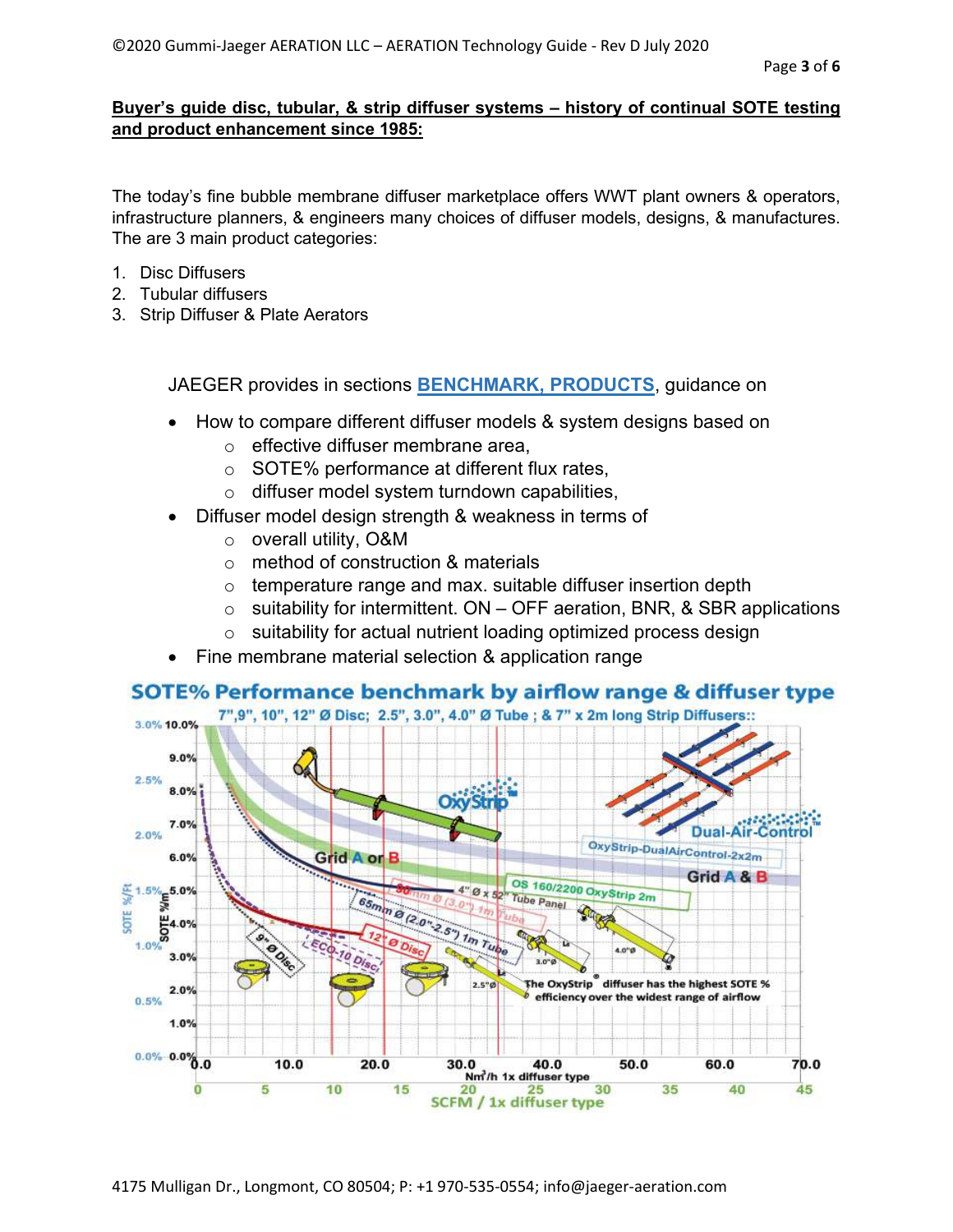**Buyer's guide disc, tubular, & strip diffuser systems – history of continual SOTE testing and product enhancement since 1985:**

The today's fine bubble membrane diffuser marketplace offers WWT plant owners & operators, infrastructure planners, & engineers many choices of diffuser models, designs, & manufactures. The are 3 main product categories:

1. Disc Diffusers
2. Tubular diffusers
3. Strip Diffuser & Plate Aerators

JAEGER provides in sections **BENCHMARK, PRODUCTS**, guidance on

- How to compare different diffuser models & system designs based on
  - effective diffuser membrane area,
  - SOTE% performance at different flux rates,
  - diffuser model system turndown capabilities,
- Diffuser model design strength & weakness in terms of
  - overall utility, O&M
  - method of construction & materials
  - temperature range and max. suitable diffuser insertion depth
  - suitability for intermittent. ON – OFF aeration, BNR, & SBR applications
  - suitability for actual nutrient loading optimized process design
- Fine membrane material selection & application range

**SOTE% Performance benchmark by airflow range & diffuser type**

7",9", 10", 12" Ø Disc; 2.5", 3.0", 4.0" Ø Tube ; & 7" x 2m long Strip Diffusers::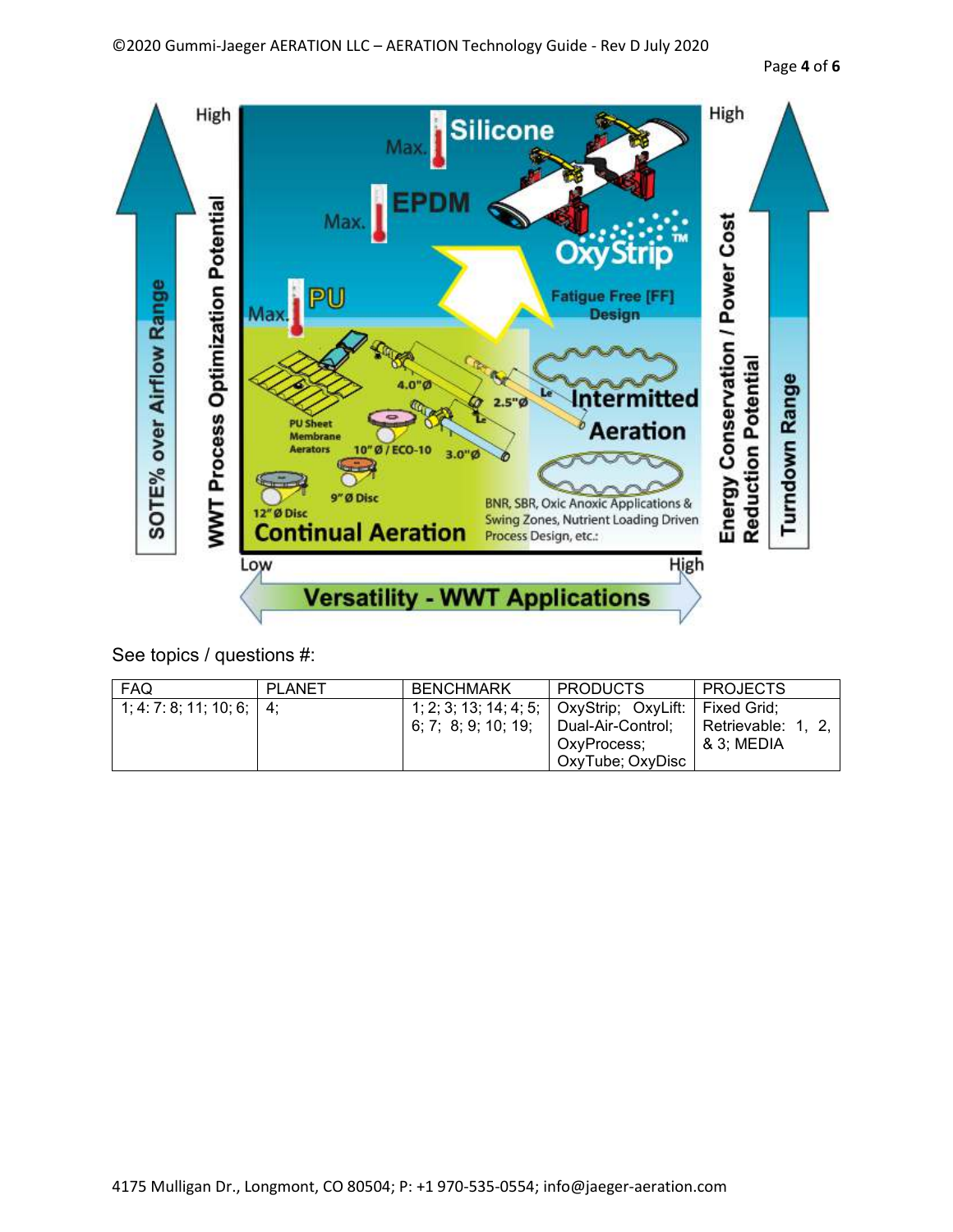See topics / questions #:

| FAQ | PLANET | BENCHMARK | PRODUCTS | PROJECTS |
|---|---|---|---|---|
| 1; 4: 7: 8; 11; 10; 6; | 4; | 1; 2; 3; 13; 14; 4; 5; 6; 7; 8; 9; 10; 19; | OxyStrip; OxyLift: Dual-Air-Control; OxyProcess; OxyTube; OxyDisc | Fixed Grid; Retrievable: 1, 2, & 3; MEDIA |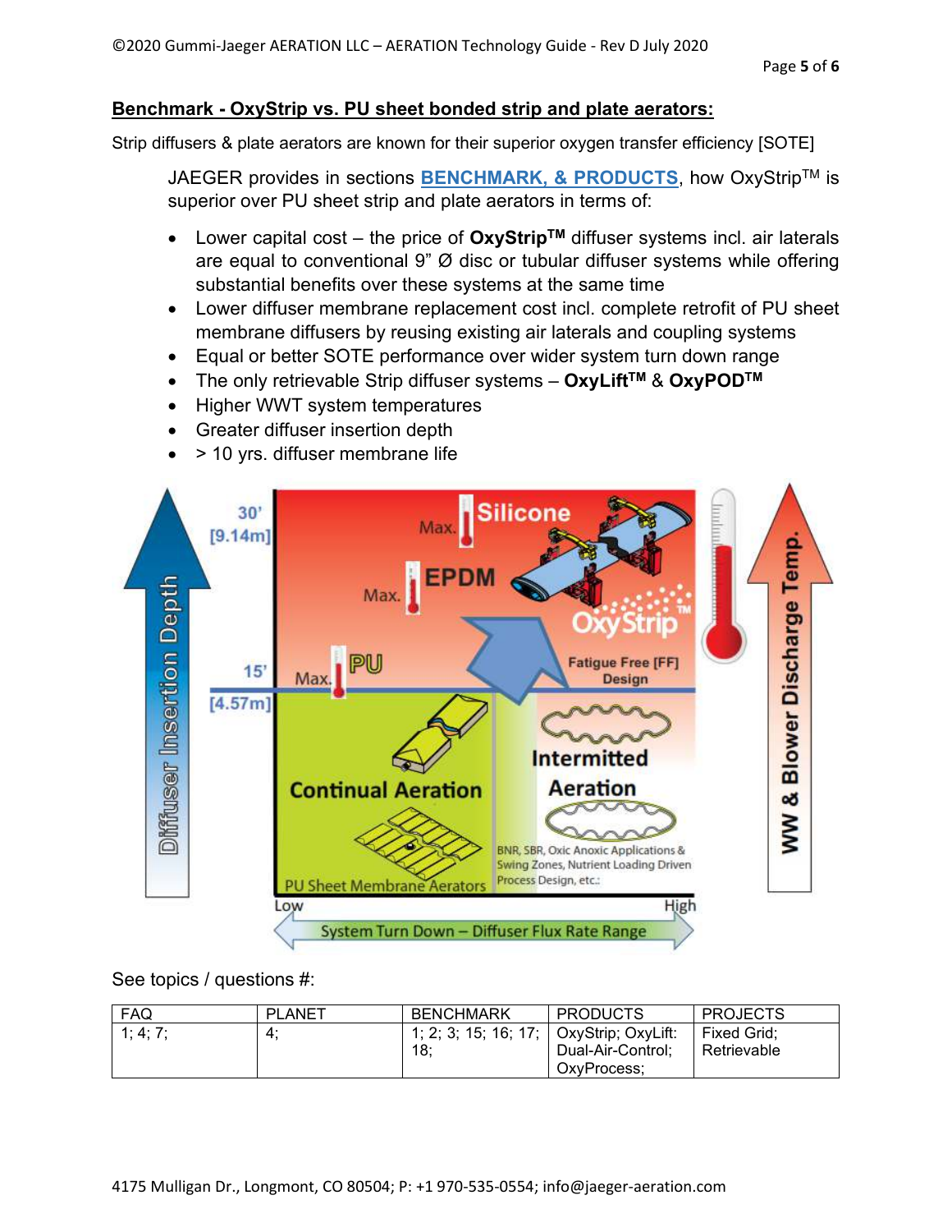## Benchmark - OxyStrip vs. PU sheet bonded strip and plate aerators:

Strip diffusers & plate aerators are known for their superior oxygen transfer efficiency [SOTE]

JAEGER provides in sections **BENCHMARK, & PRODUCTS**, how OxyStrip™ is superior over PU sheet strip and plate aerators in terms of:

- Lower capital cost – the price of **OxyStrip™** diffuser systems incl. air laterals are equal to conventional 9" Ø disc or tubular diffuser systems while offering substantial benefits over these systems at the same time
- Lower diffuser membrane replacement cost incl. complete retrofit of PU sheet membrane diffusers by reusing existing air laterals and coupling systems
- Equal or better SOTE performance over wider system turn down range
- The only retrievable Strip diffuser systems – **OxyLift™** & **OxyPOD™**
- Higher WWT system temperatures
- Greater diffuser insertion depth
- > 10 yrs. diffuser membrane life

See topics / questions #:

| FAQ | PLANET | BENCHMARK | PRODUCTS | PROJECTS |
|---|---|---|---|---|
| 1; 4; 7; | 4; | 1; 2; 3; 15; 16; 17; 18; | OxyStrip; OxyLift: Dual-Air-Control; OxyProcess; | Fixed Grid; Retrievable |

4175 Mulligan Dr., Longmont, CO 80504; P: +1 970-535-0554; info@jaeger-aeration.com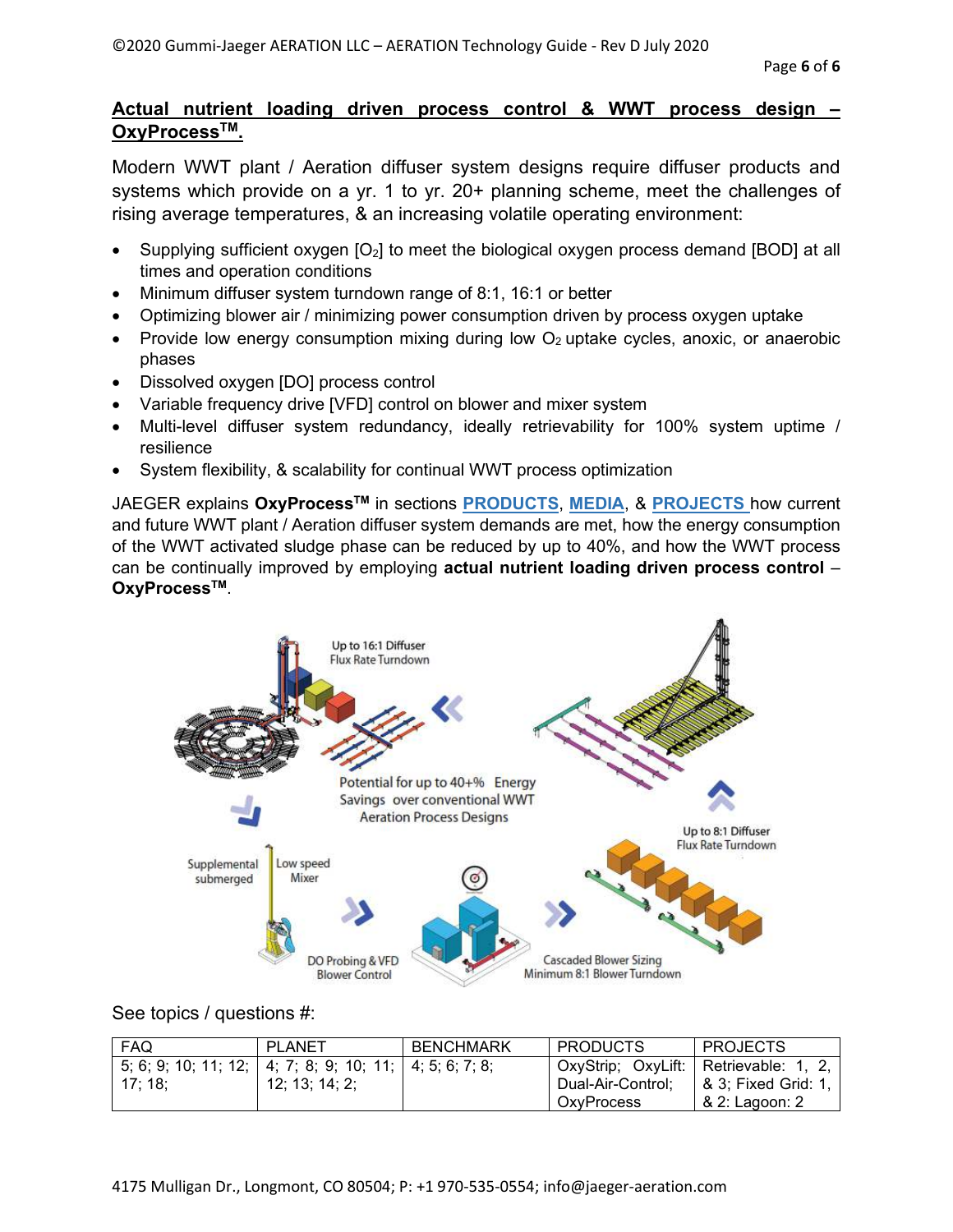## Actual nutrient loading driven process control & WWT process design – OxyProcess™.

Modern WWT plant / Aeration diffuser system designs require diffuser products and systems which provide on a yr. 1 to yr. 20+ planning scheme, meet the challenges of rising average temperatures, & an increasing volatile operating environment:

- Supplying sufficient oxygen [$O_2$] to meet the biological oxygen process demand [BOD] at all times and operation conditions
- Minimum diffuser system turndown range of 8:1, 16:1 or better
- Optimizing blower air / minimizing power consumption driven by process oxygen uptake
- Provide low energy consumption mixing during low $O_2$ uptake cycles, anoxic, or anaerobic phases
- Dissolved oxygen [DO] process control
- Variable frequency drive [VFD] control on blower and mixer system
- Multi-level diffuser system redundancy, ideally retrievability for 100% system uptime / resilience
- System flexibility, & scalability for continual WWT process optimization

JAEGER explains **OxyProcess™** in sections **PRODUCTS**, **MEDIA**, & **PROJECTS** how current and future WWT plant / Aeration diffuser system demands are met, how the energy consumption of the WWT activated sludge phase can be reduced by up to 40%, and how the WWT process can be continually improved by employing **actual nutrient loading driven process control** – **OxyProcess™**.

Up to 16:1 Diffuser Flux Rate Turndown

Potential for up to 40+% Energy Savings over conventional WWT Aeration Process Designs

Up to 8:1 Diffuser Flux Rate Turndown

Supplemental submerged

Low speed Mixer

DO Probing & VFD Blower Control

Cascaded Blower Sizing Minimum 8:1 Blower Turndown

See topics / questions #:

| FAQ | PLANET | BENCHMARK | PRODUCTS | PROJECTS |
|---|---|---|---|---|
| 5; 6; 9; 10; 11; 12; 17; 18; | 4; 7; 8; 9; 10; 11; 12; 13; 14; 2; | 4; 5; 6; 7; 8; | OxyStrip; OxyLift: Dual-Air-Control; OxyProcess | Retrievable: 1, 2, & 3; Fixed Grid: 1, & 2: Lagoon: 2 |

4175 Mulligan Dr., Longmont, CO 80504; P: +1 970-535-0554; info@jaeger-aeration.com